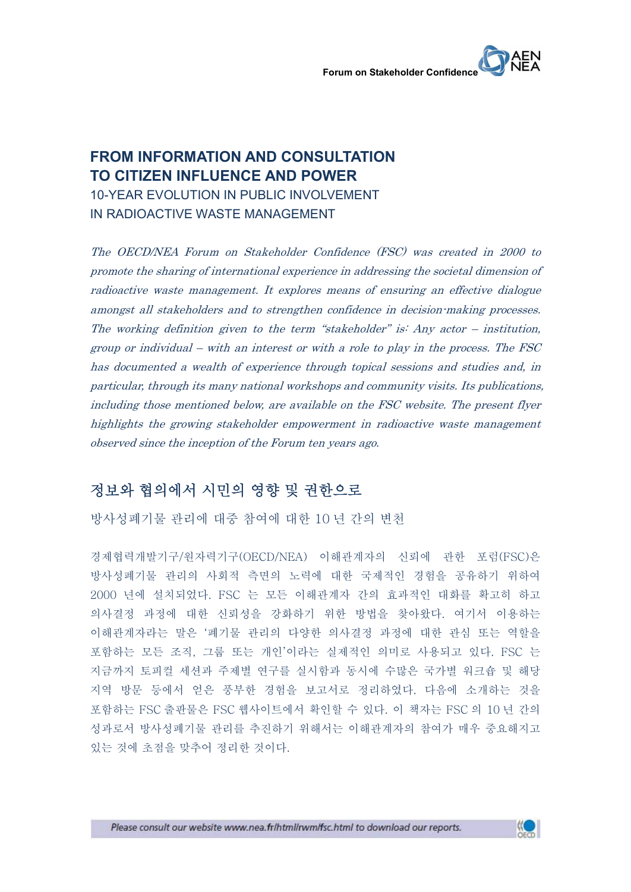# FROM INFORMATION AND CONSULTATION TO CITIZEN INFLUENCE AND POWER

## 10-YEAR EVOLUTION IN PUBLIC INVOLVEMENT IN RADIOACTIVE WASTE MANAGEMENT

*The OECD/NEA Forum on Stakeholder Confidence (FSC) was created in 2000 to promote the sharing of international experience in addressing the societal dimension of radioactive waste management. It explores means of ensuring an effective dialogue amongst all stakeholders and to strengthen confidence in decision-making processes. The working definition given to the term "stakeholder" is: Any actor – institution, group or individual – with an interest or with a role to play in the process. The FSC has documented a wealth of experience through topical sessions and studies and, in particular, through its many national workshops and community visits. Its publications, including those mentioned below, are available on the FSC website. The present flyer highlights the growing stakeholder empowerment in radioactive waste management observed since the inception of the Forum ten years ago.*

# 정보와 협의에서 시민의 영향 및 권한으로

방사성폐기물 관리에 대중 참여에 대한 10 년 간의 변천

경제협력개발기구/원자력기구(OECD/NEA) 이해관계자의 신뢰에 관한 포럼(FSC)은 방사성폐기물 관리의 사회적 측면의 노력에 대한 국제적인 경험을 공유하기 위하여 2000 년에 설치되었다. FSC 는 모든 이해관계자 간의 효과적인 대화를 확고히 하고 의사결정 과정에 대한 신뢰성을 강화하기 위한 방법을 찾아왔다. 여기서 이용하는 이해관계자라는 말은 '폐기물 관리의 다양한 의사결정 과정에 대한 관심 또는 역할을 포함하는 모든 조직, 그룹 또는 개인'이라는 실제적인 의미로 사용되고 있다. FSC 는 지금까지 토피컬 세션과 주제별 연구를 실시함과 동시에 수많은 국가별 워크숍 및 해당 지역 방문 등에서 얻은 풍부한 경험을 보고서로 정리하였다. 다음에 소개하는 것을 포함하는 FSC 출판물은 FSC 웹사이트에서 확인할 수 있다. 이 책자는 FSC 의 10 년 간의 성과로서 방사성폐기물 관리를 추진하기 위해서는 이해관계자의 참여가 매우 중요해지고 있는 것에 초점을 맞추어 정리한 것이다.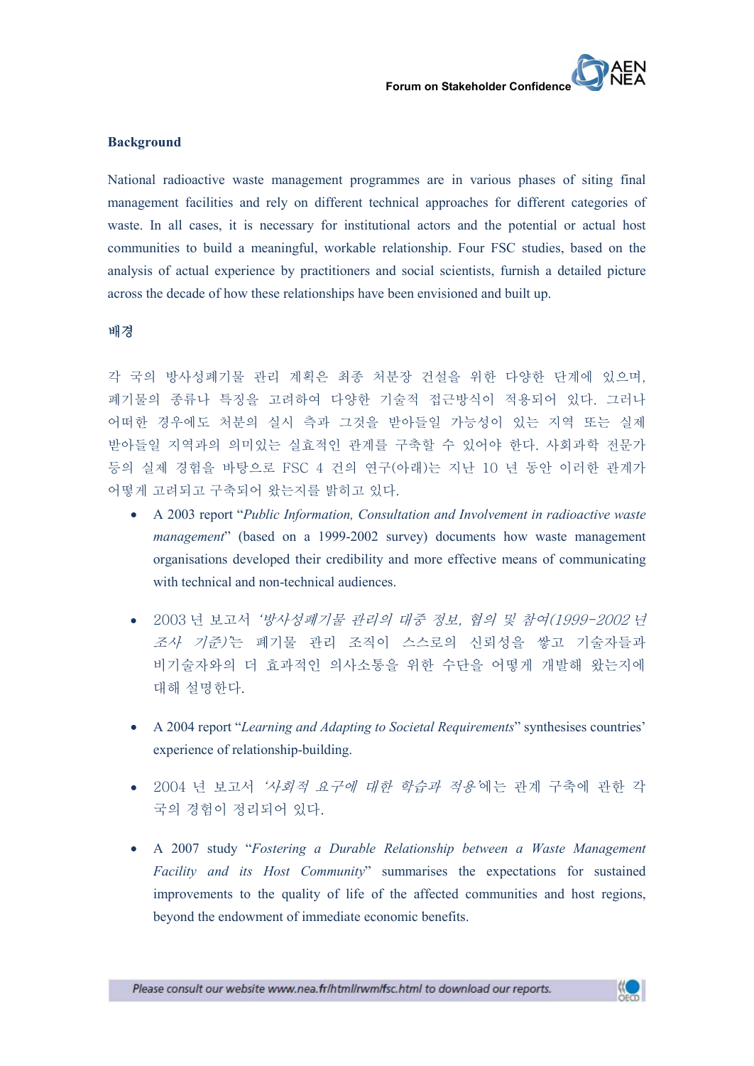**Background**

National radioactive waste management programmes are in various phases of siting final management facilities and rely on different technical approaches for different categories of waste. In all cases, it is necessary for institutional actors and the potential or actual host communities to build a meaningful, workable relationship. Four FSC studies, based on the analysis of actual experience by practitioners and social scientists, furnish a detailed picture across the decade of how these relationships have been envisioned and built up.

**배경**

각 국의 방사성폐기물 관리 계획은 최종 처분장 건설을 위한 다양한 단계에 있으며, 폐기물의 종류나 특징을 고려하여 다양한 기술적 접근방식이 적용되어 있다. 그러나 어떠한 경우에도 처분의 실시 측과 그것을 받아들일 가능성이 있는 지역 또는 실제 받아들일 지역과의 의미있는 실효적인 관계를 구축할 수 있어야 한다. 사회과학 전문가 등의 실제 경험을 바탕으로 FSC 4 건의 연구(아래)는 지난 10 년 동안 이러한 관계가 어떻게 고려되고 구축되어 왔는지를 밝히고 있다.

- A 2003 report "*Public Information, Consultation and Involvement in radioactive waste management*" (based on a 1999-2002 survey) documents how waste management organisations developed their credibility and more effective means of communicating with technical and non-technical audiences.

- 2003 년 보고서 *'방사성폐기물 관리의 대중 정보, 협의 및 참여(1999-2002 년 조사 기준)'*는 폐기물 관리 조직이 스스로의 신뢰성을 쌓고 기술자들과 비기술자와의 더 효과적인 의사소통을 위한 수단을 어떻게 개발해 왔는지에 대해 설명한다.

- A 2004 report "*Learning and Adapting to Societal Requirements*" synthesises countries' experience of relationship-building.

- 2004 년 보고서 *'사회적 요구에 대한 학습과 적용'*에는 관계 구축에 관한 각 국의 경험이 정리되어 있다.

- A 2007 study "*Fostering a Durable Relationship between a Waste Management Facility and its Host Community*" summarises the expectations for sustained improvements to the quality of life of the affected communities and host regions, beyond the endowment of immediate economic benefits.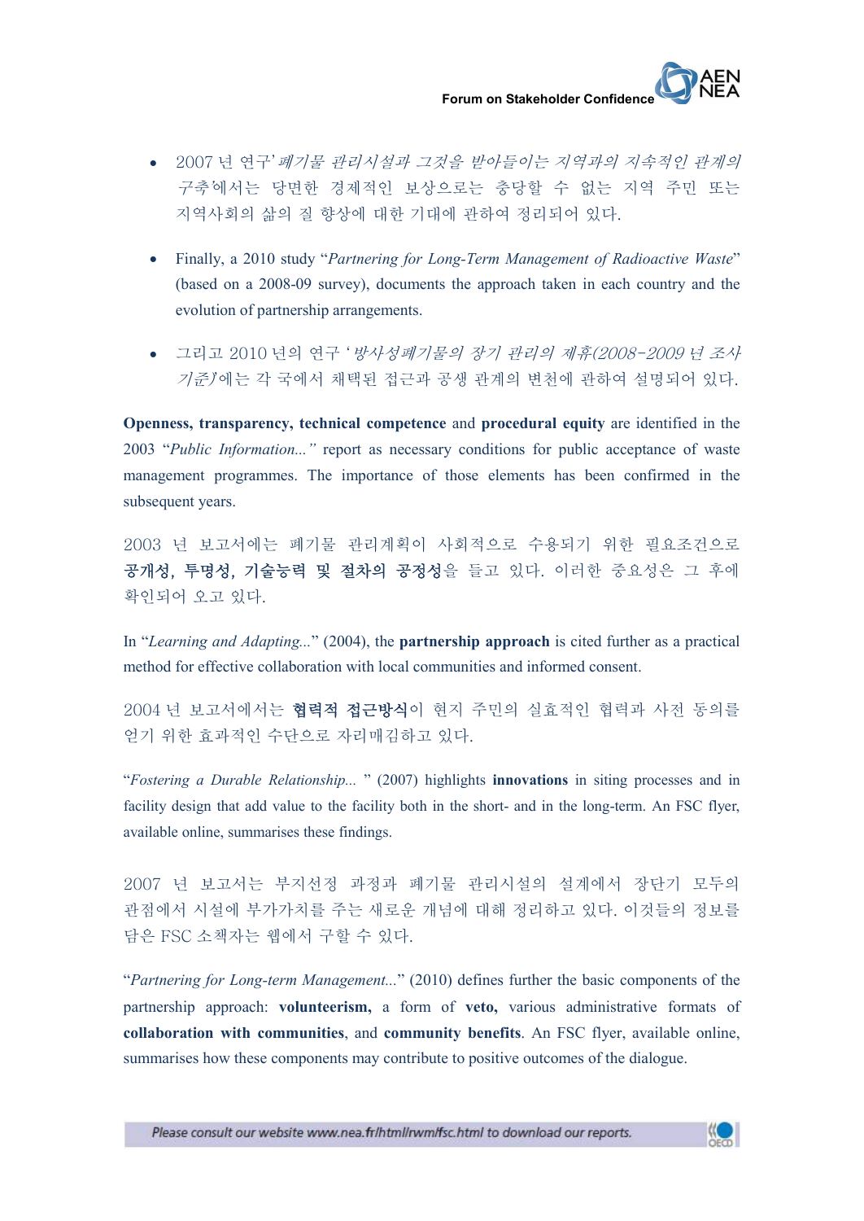- 2007 년 연구'*폐기물 관리시설과 그것을 받아들이는 지역과의 지속적인 관계의 구축*에서는 당면한 경제적인 보상으로는 충당할 수 없는 지역 주민 또는 지역사회의 삶의 질 향상에 대한 기대에 관하여 정리되어 있다.

- Finally, a 2010 study "*Partnering for Long-Term Management of Radioactive Waste*" (based on a 2008-09 survey), documents the approach taken in each country and the evolution of partnership arrangements.

- 그리고 2010 년의 연구 '*방사성폐기물의 장기 관리의 제휴(2008-2009 년 조사 기준)*'에는 각 국에서 채택된 접근과 공생 관계의 변천에 관하여 설명되어 있다.

**Openness, transparency, technical competence** and **procedural equity** are identified in the 2003 "*Public Information...*" report as necessary conditions for public acceptance of waste management programmes. The importance of those elements has been confirmed in the subsequent years.

2003 년 보고서에는 폐기물 관리계획이 사회적으로 수용되기 위한 필요조건으로 **공개성, 투명성, 기술능력 및 절차의 공정성**을 들고 있다. 이러한 중요성은 그 후에 확인되어 오고 있다.

In "*Learning and Adapting...*" (2004), the **partnership approach** is cited further as a practical method for effective collaboration with local communities and informed consent.

2004 년 보고서에서는 **협력적 접근방식**이 현지 주민의 실효적인 협력과 사전 동의를 얻기 위한 효과적인 수단으로 자리매김하고 있다.

"*Fostering a Durable Relationship...* " (2007) highlights **innovations** in siting processes and in facility design that add value to the facility both in the short- and in the long-term. An FSC flyer, available online, summarises these findings.

2007 년 보고서는 부지선정 과정과 폐기물 관리시설의 설계에서 장단기 모두의 관점에서 시설에 부가가치를 주는 새로운 개념에 대해 정리하고 있다. 이것들의 정보를 담은 FSC 소책자는 웹에서 구할 수 있다.

"*Partnering for Long-term Management...*" (2010) defines further the basic components of the partnership approach: **volunteerism,** a form of **veto,** various administrative formats of **collaboration with communities**, and **community benefits**. An FSC flyer, available online, summarises how these components may contribute to positive outcomes of the dialogue.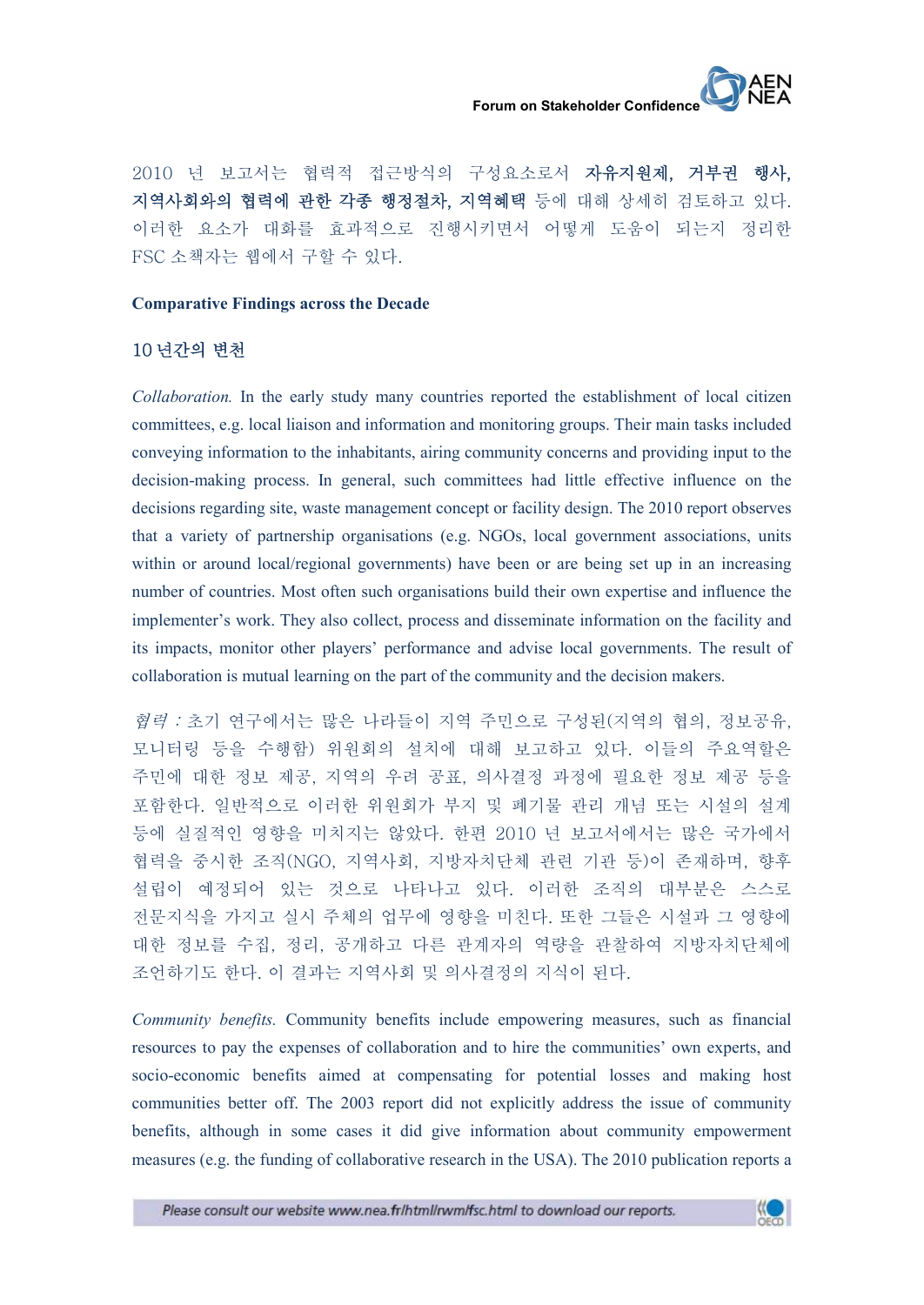2010 년 보고서는 협력적 접근방식의 구성요소로서 **자유지원제, 거부권 행사, 지역사회와의 협력에 관한 각종 행정절차, 지역혜택** 등에 대해 상세히 검토하고 있다. 이러한 요소가 대화를 효과적으로 진행시키면서 어떻게 도움이 되는지 정리한 FSC 소책자는 웹에서 구할 수 있다.

**Comparative Findings across the Decade**

## 10 년간의 변천

*Collaboration.* In the early study many countries reported the establishment of local citizen committees, e.g. local liaison and information and monitoring groups. Their main tasks included conveying information to the inhabitants, airing community concerns and providing input to the decision-making process. In general, such committees had little effective influence on the decisions regarding site, waste management concept or facility design. The 2010 report observes that a variety of partnership organisations (e.g. NGOs, local government associations, units within or around local/regional governments) have been or are being set up in an increasing number of countries. Most often such organisations build their own expertise and influence the implementer's work. They also collect, process and disseminate information on the facility and its impacts, monitor other players' performance and advise local governments. The result of collaboration is mutual learning on the part of the community and the decision makers.

*협력 :* 초기 연구에서는 많은 나라들이 지역 주민으로 구성된(지역의 협의, 정보공유, 모니터링 등을 수행함) 위원회의 설치에 대해 보고하고 있다. 이들의 주요역할은 주민에 대한 정보 제공, 지역의 우려 공표, 의사결정 과정에 필요한 정보 제공 등을 포함한다. 일반적으로 이러한 위원회가 부지 및 폐기물 관리 개념 또는 시설의 설계 등에 실질적인 영향을 미치지는 않았다. 한편 2010 년 보고서에서는 많은 국가에서 협력을 중시한 조직(NGO, 지역사회, 지방자치단체 관련 기관 등)이 존재하며, 향후 설립이 예정되어 있는 것으로 나타나고 있다. 이러한 조직의 대부분은 스스로 전문지식을 가지고 실시 주체의 업무에 영향을 미친다. 또한 그들은 시설과 그 영향에 대한 정보를 수집, 정리, 공개하고 다른 관계자의 역량을 관찰하여 지방자치단체에 조언하기도 한다. 이 결과는 지역사회 및 의사결정의 지식이 된다.

*Community benefits.* Community benefits include empowering measures, such as financial resources to pay the expenses of collaboration and to hire the communities' own experts, and socio-economic benefits aimed at compensating for potential losses and making host communities better off. The 2003 report did not explicitly address the issue of community benefits, although in some cases it did give information about community empowerment measures (e.g. the funding of collaborative research in the USA). The 2010 publication reports a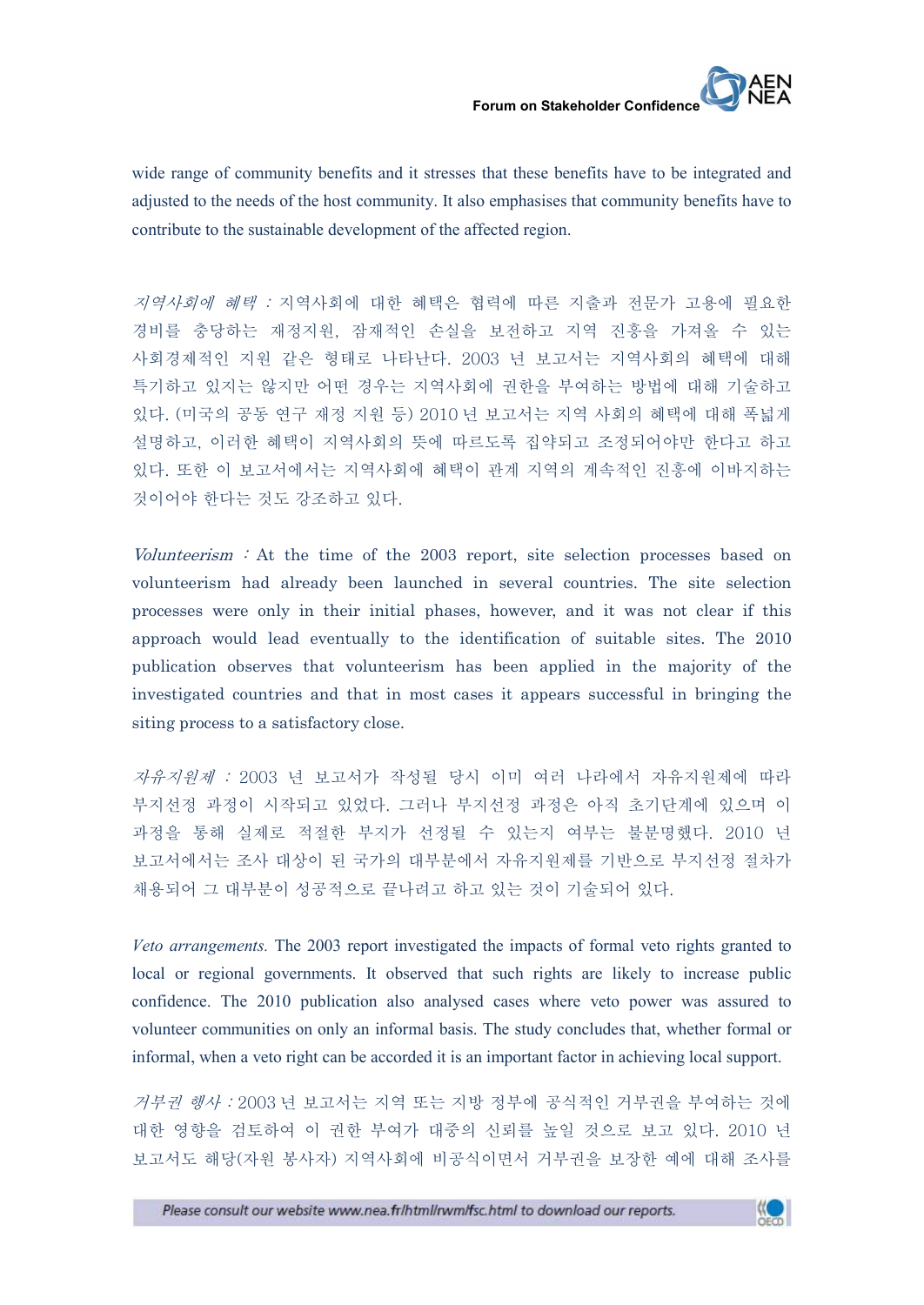wide range of community benefits and it stresses that these benefits have to be integrated and adjusted to the needs of the host community. It also emphasises that community benefits have to contribute to the sustainable development of the affected region.

*지역사회에 혜택 :* 지역사회에 대한 혜택은 협력에 따른 지출과 전문가 고용에 필요한 경비를 충당하는 재정지원, 잠재적인 손실을 보전하고 지역 진흥을 가져올 수 있는 사회경제적인 지원 같은 형태로 나타난다. 2003 년 보고서는 지역사회의 혜택에 대해 특기하고 있지는 않지만 어떤 경우는 지역사회에 권한을 부여하는 방법에 대해 기술하고 있다. (미국의 공동 연구 재정 지원 등) 2010 년 보고서는 지역 사회의 혜택에 대해 폭넓게 설명하고, 이러한 혜택이 지역사회의 뜻에 따르도록 집약되고 조정되어야만 한다고 하고 있다. 또한 이 보고서에서는 지역사회에 혜택이 관계 지역의 계속적인 진흥에 이바지하는 것이어야 한다는 것도 강조하고 있다.

*Volunteerism :* At the time of the 2003 report, site selection processes based on volunteerism had already been launched in several countries. The site selection processes were only in their initial phases, however, and it was not clear if this approach would lead eventually to the identification of suitable sites. The 2010 publication observes that volunteerism has been applied in the majority of the investigated countries and that in most cases it appears successful in bringing the siting process to a satisfactory close.

*자유지원제 :* 2003 년 보고서가 작성될 당시 이미 여러 나라에서 자유지원제에 따라 부지선정 과정이 시작되고 있었다. 그러나 부지선정 과정은 아직 초기단계에 있으며 이 과정을 통해 실제로 적절한 부지가 선정될 수 있는지 여부는 불분명했다. 2010 년 보고서에서는 조사 대상이 된 국가의 대부분에서 자유지원제를 기반으로 부지선정 절차가 채용되어 그 대부분이 성공적으로 끝나려고 하고 있는 것이 기술되어 있다.

*Veto arrangements.* The 2003 report investigated the impacts of formal veto rights granted to local or regional governments. It observed that such rights are likely to increase public confidence. The 2010 publication also analysed cases where veto power was assured to volunteer communities on only an informal basis. The study concludes that, whether formal or informal, when a veto right can be accorded it is an important factor in achieving local support.

*거부권 행사 :* 2003 년 보고서는 지역 또는 지방 정부에 공식적인 거부권을 부여하는 것에 대한 영향을 검토하여 이 권한 부여가 대중의 신뢰를 높일 것으로 보고 있다. 2010 년 보고서도 해당(자원 봉사자) 지역사회에 비공식이면서 거부권을 보장한 예에 대해 조사를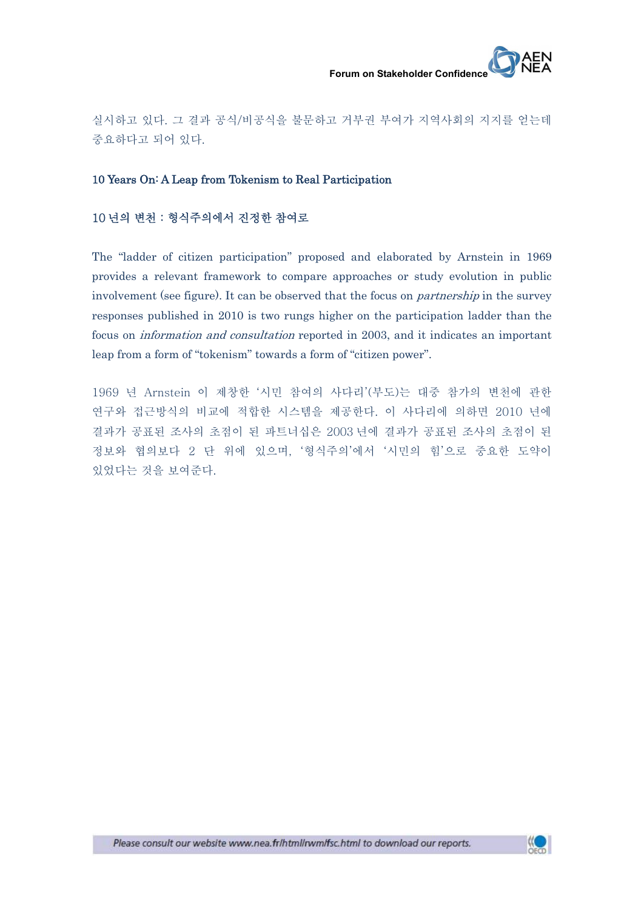실시하고 있다. 그 결과 공식/비공식을 불문하고 거부권 부여가 지역사회의 지지를 얻는데 중요하다고 되어 있다.

## 10 Years On: A Leap from Tokenism to Real Participation

## 10 년의 변천 : 형식주의에서 진정한 참여로

The “ladder of citizen participation” proposed and elaborated by Arnstein in 1969 provides a relevant framework to compare approaches or study evolution in public involvement (see figure). It can be observed that the focus on *partnership* in the survey responses published in 2010 is two rungs higher on the participation ladder than the focus on *information and consultation* reported in 2003, and it indicates an important leap from a form of “tokenism” towards a form of “citizen power”.

1969 년 Arnstein 이 제창한 ‘시민 참여의 사다리’(부도)는 대중 참가의 변천에 관한 연구와 접근방식의 비교에 적합한 시스템을 제공한다. 이 사다리에 의하면 2010 년에 결과가 공표된 조사의 초점이 된 파트너십은 2003 년에 결과가 공표된 조사의 초점이 된 정보와 협의보다 2 단 위에 있으며, ‘형식주의’에서 ‘시민의 힘’으로 중요한 도약이 있었다는 것을 보여준다.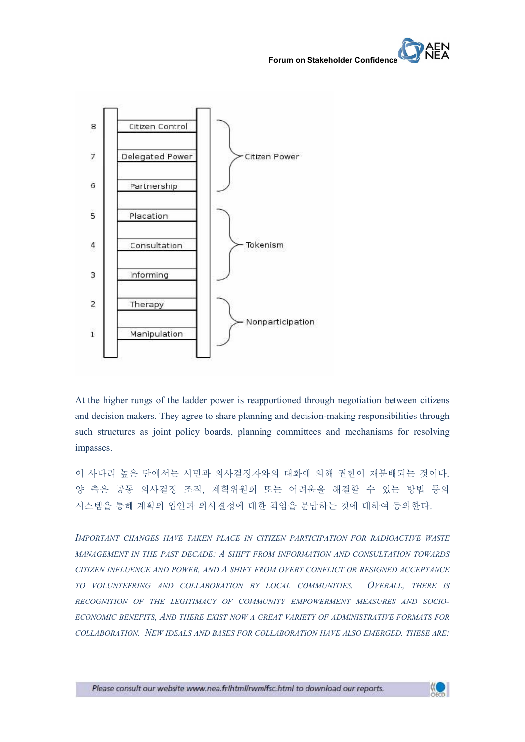| | | |
|---|---|---|
| 8 | Citizen Control | Citizen Power |
| 7 | Delegated Power | |
| 6 | Partnership | |
| 5 | Placation | Tokenism |
| 4 | Consultation | |
| 3 | Informing | |
| 2 | Therapy | Nonparticipation |
| 1 | Manipulation | |

At the higher rungs of the ladder power is reapportioned through negotiation between citizens and decision makers. They agree to share planning and decision-making responsibilities through such structures as joint policy boards, planning committees and mechanisms for resolving impasses.

이 사다리 높은 단에서는 시민과 의사결정자와의 대화에 의해 권한이 재분배되는 것이다. 양 측은 공동 의사결정 조직, 계획위원회 또는 어려움을 해결할 수 있는 방법 등의 시스템을 통해 계획의 입안과 의사결정에 대한 책임을 분담하는 것에 대하여 동의한다.

*IMPORTANT CHANGES HAVE TAKEN PLACE IN CITIZEN PARTICIPATION FOR RADIOACTIVE WASTE MANAGEMENT IN THE PAST DECADE: A SHIFT FROM INFORMATION AND CONSULTATION TOWARDS CITIZEN INFLUENCE AND POWER, AND A SHIFT FROM OVERT CONFLICT OR RESIGNED ACCEPTANCE TO VOLUNTEERING AND COLLABORATION BY LOCAL COMMUNITIES. OVERALL, THERE IS RECOGNITION OF THE LEGITIMACY OF COMMUNITY EMPOWERMENT MEASURES AND SOCIO-ECONOMIC BENEFITS, AND THERE EXIST NOW A GREAT VARIETY OF ADMINISTRATIVE FORMATS FOR COLLABORATION. NEW IDEALS AND BASES FOR COLLABORATION HAVE ALSO EMERGED. THESE ARE:*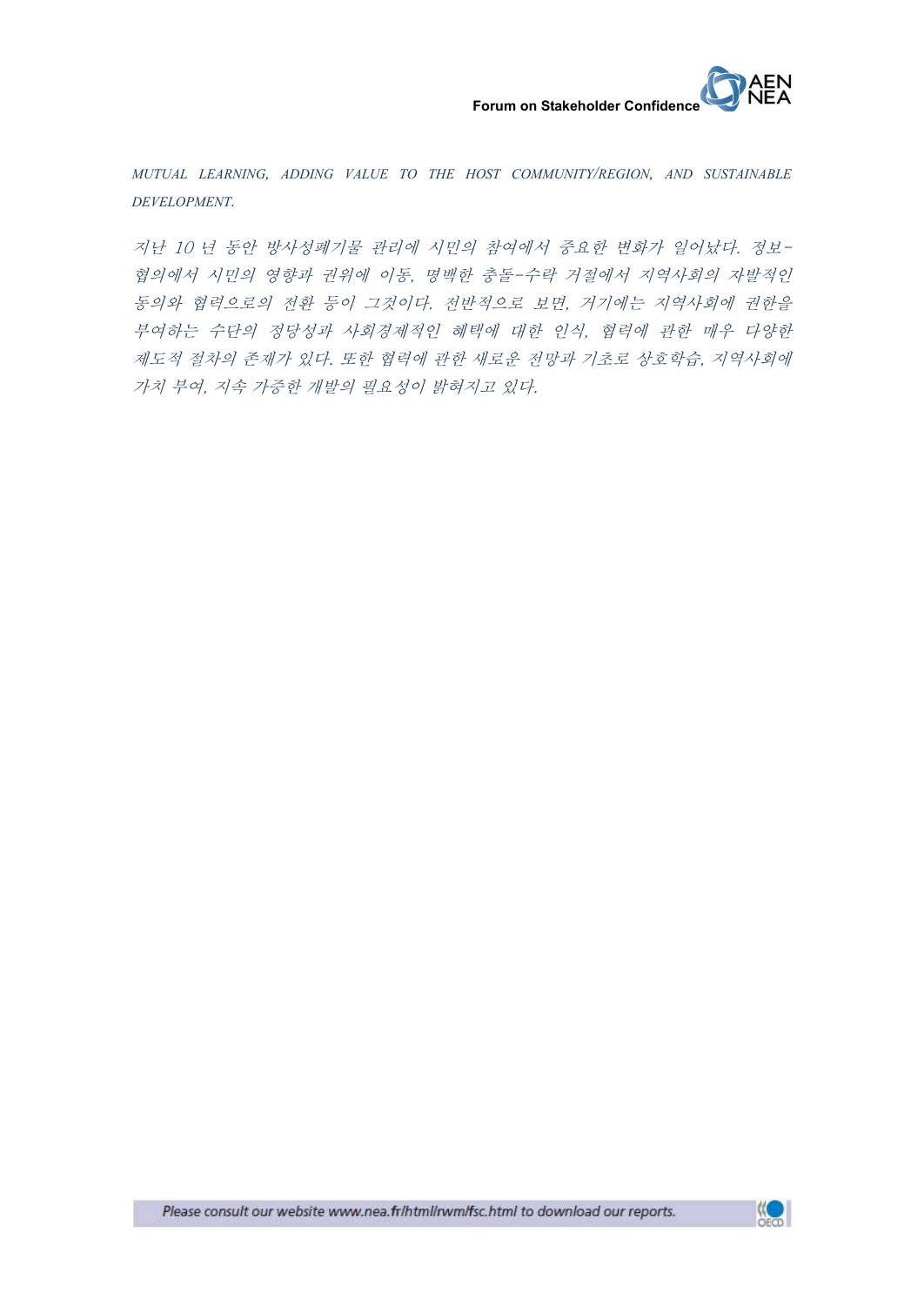*MUTUAL LEARNING, ADDING VALUE TO THE HOST COMMUNITY/REGION, AND SUSTAINABLE DEVELOPMENT.*

*지난 10 년 동안 방사성폐기물 관리에 시민의 참여에서 중요한 변화가 일어났다. 정보-협의에서 시민의 영향과 권위에 이동, 명백한 충돌-수락 거절에서 지역사회의 자발적인 동의와 협력으로의 전환 등이 그것이다. 전반적으로 보면, 거기에는 지역사회에 권한을 부여하는 수단의 정당성과 사회경제적인 혜택에 대한 인식, 협력에 관한 매우 다양한 제도적 절차의 존재가 있다. 또한 협력에 관한 새로운 전망과 기초로 상호학습, 지역사회에 가치 부여, 지속 가증한 개발의 필요성이 밝혀지고 있다.*